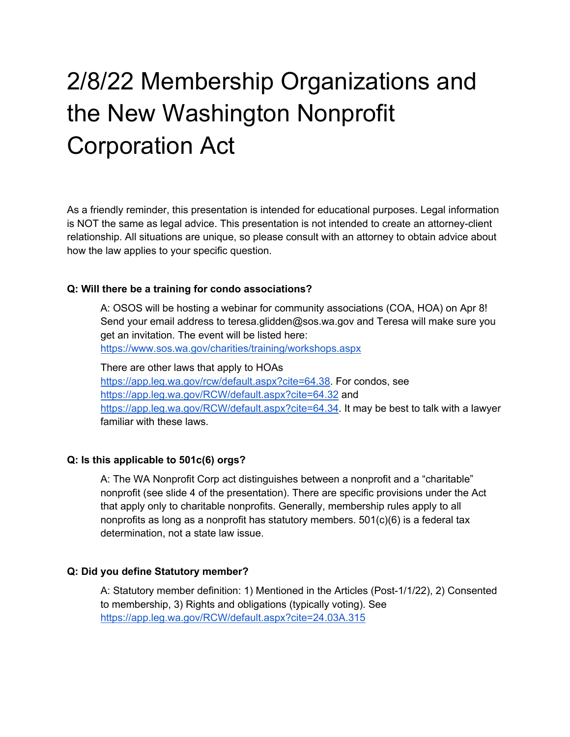# 2/8/22 Membership Organizations and the New Washington Nonprofit Corporation Act

As a friendly reminder, this presentation is intended for educational purposes. Legal information is NOT the same as legal advice. This presentation is not intended to create an attorney-client relationship. All situations are unique, so please consult with an attorney to obtain advice about how the law applies to your specific question.

**Q: Will there be a training for condo associations?**

> A: OSOS will be hosting a webinar for community associations (COA, HOA) on Apr 8! Send your email address to teresa.glidden@sos.wa.gov and Teresa will make sure you get an invitation. The event will be listed here: https://www.sos.wa.gov/charities/training/workshops.aspx
>
> There are other laws that apply to HOAs https://app.leg.wa.gov/rcw/default.aspx?cite=64.38. For condos, see https://app.leg.wa.gov/RCW/default.aspx?cite=64.32 and https://app.leg.wa.gov/RCW/default.aspx?cite=64.34. It may be best to talk with a lawyer familiar with these laws.

**Q: Is this applicable to 501c(6) orgs?**

> A: The WA Nonprofit Corp act distinguishes between a nonprofit and a "charitable" nonprofit (see slide 4 of the presentation). There are specific provisions under the Act that apply only to charitable nonprofits. Generally, membership rules apply to all nonprofits as long as a nonprofit has statutory members. 501(c)(6) is a federal tax determination, not a state law issue.

**Q: Did you define Statutory member?**

> A: Statutory member definition: 1) Mentioned in the Articles (Post-1/1/22), 2) Consented to membership, 3) Rights and obligations (typically voting). See https://app.leg.wa.gov/RCW/default.aspx?cite=24.03A.315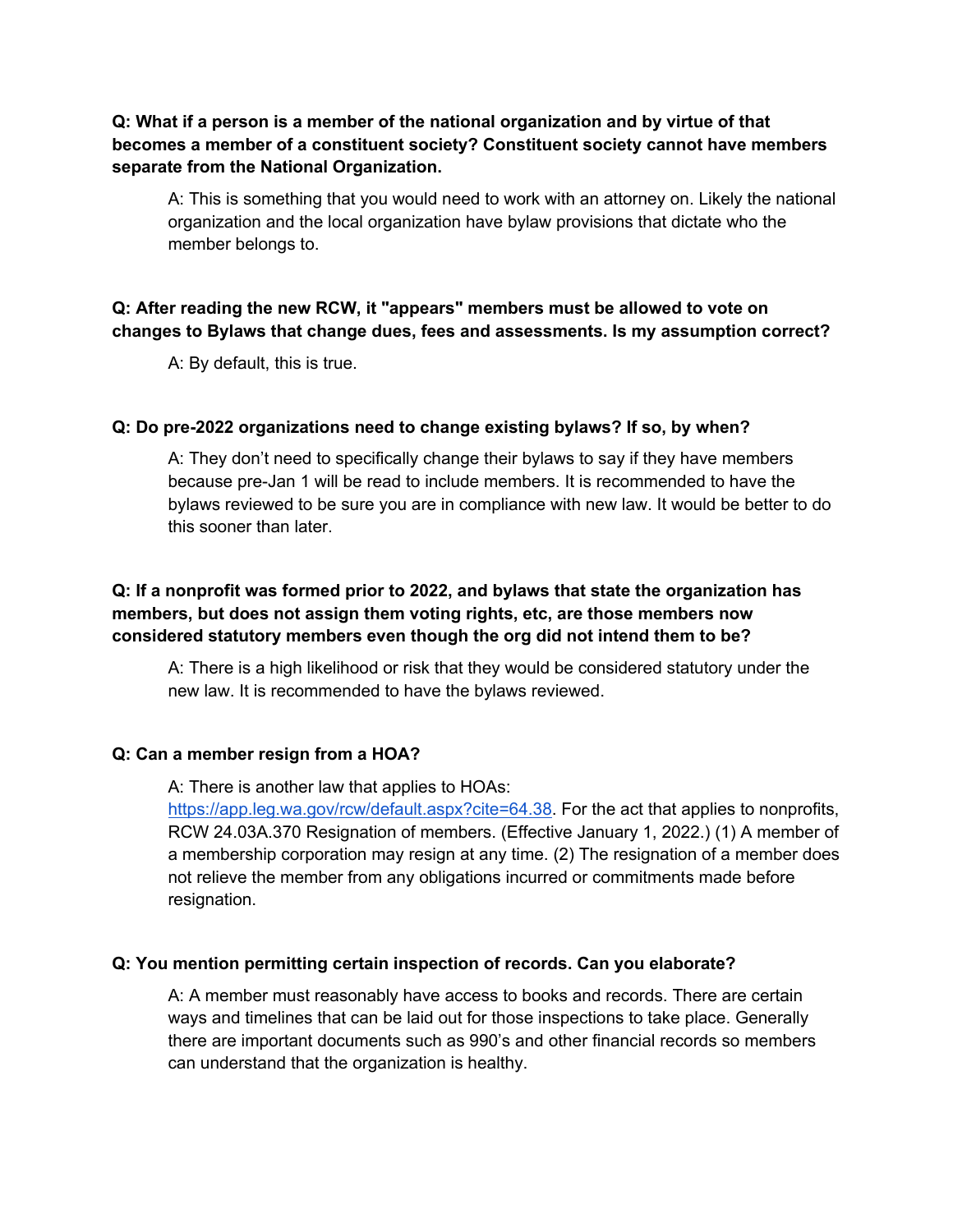**Q: What if a person is a member of the national organization and by virtue of that becomes a member of a constituent society? Constituent society cannot have members separate from the National Organization.**

A: This is something that you would need to work with an attorney on. Likely the national organization and the local organization have bylaw provisions that dictate who the member belongs to.

**Q: After reading the new RCW, it "appears" members must be allowed to vote on changes to Bylaws that change dues, fees and assessments. Is my assumption correct?**

A: By default, this is true.

**Q: Do pre-2022 organizations need to change existing bylaws? If so, by when?**

A: They don't need to specifically change their bylaws to say if they have members because pre-Jan 1 will be read to include members. It is recommended to have the bylaws reviewed to be sure you are in compliance with new law. It would be better to do this sooner than later.

**Q: If a nonprofit was formed prior to 2022, and bylaws that state the organization has members, but does not assign them voting rights, etc, are those members now considered statutory members even though the org did not intend them to be?**

A: There is a high likelihood or risk that they would be considered statutory under the new law. It is recommended to have the bylaws reviewed.

**Q: Can a member resign from a HOA?**

A: There is another law that applies to HOAs: [https://app.leg.wa.gov/rcw/default.aspx?cite=64.38](https://app.leg.wa.gov/rcw/default.aspx?cite=64.38). For the act that applies to nonprofits, RCW 24.03A.370 Resignation of members. (Effective January 1, 2022.) (1) A member of a membership corporation may resign at any time. (2) The resignation of a member does not relieve the member from any obligations incurred or commitments made before resignation.

**Q: You mention permitting certain inspection of records. Can you elaborate?**

A: A member must reasonably have access to books and records. There are certain ways and timelines that can be laid out for those inspections to take place. Generally there are important documents such as 990's and other financial records so members can understand that the organization is healthy.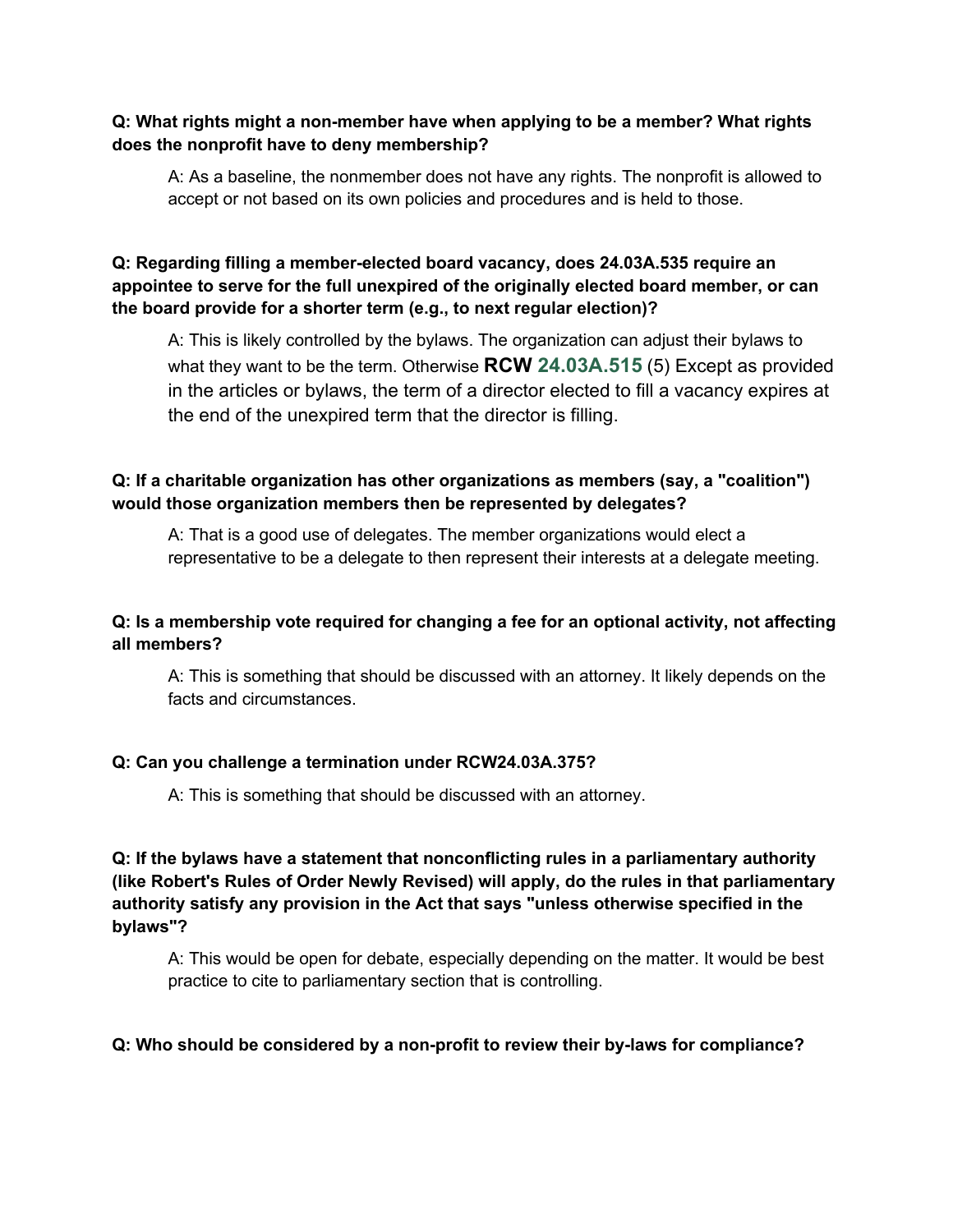**Q: What rights might a non-member have when applying to be a member? What rights does the nonprofit have to deny membership?**

> A: As a baseline, the nonmember does not have any rights. The nonprofit is allowed to accept or not based on its own policies and procedures and is held to those.

**Q: Regarding filling a member-elected board vacancy, does 24.03A.535 require an appointee to serve for the full unexpired of the originally elected board member, or can the board provide for a shorter term (e.g., to next regular election)?**

> A: This is likely controlled by the bylaws. The organization can adjust their bylaws to what they want to be the term. Otherwise **RCW 24.03A.515** (5) Except as provided in the articles or bylaws, the term of a director elected to fill a vacancy expires at the end of the unexpired term that the director is filling.

**Q: If a charitable organization has other organizations as members (say, a "coalition") would those organization members then be represented by delegates?**

> A: That is a good use of delegates. The member organizations would elect a representative to be a delegate to then represent their interests at a delegate meeting.

**Q: Is a membership vote required for changing a fee for an optional activity, not affecting all members?**

> A: This is something that should be discussed with an attorney. It likely depends on the facts and circumstances.

**Q: Can you challenge a termination under RCW24.03A.375?**

> A: This is something that should be discussed with an attorney.

**Q: If the bylaws have a statement that nonconflicting rules in a parliamentary authority (like Robert's Rules of Order Newly Revised) will apply, do the rules in that parliamentary authority satisfy any provision in the Act that says "unless otherwise specified in the bylaws"?**

> A: This would be open for debate, especially depending on the matter. It would be best practice to cite to parliamentary section that is controlling.

**Q: Who should be considered by a non-profit to review their by-laws for compliance?**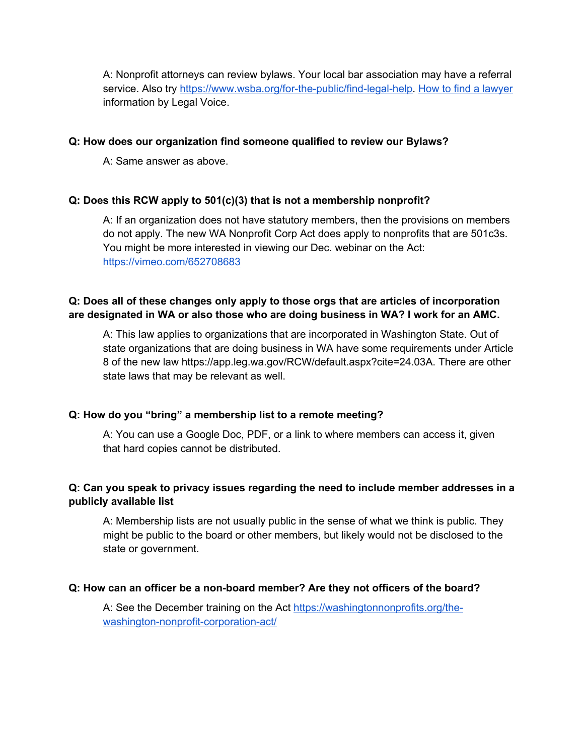A: Nonprofit attorneys can review bylaws. Your local bar association may have a referral service. Also try [https://www.wsba.org/for-the-public/find-legal-help](https://www.wsba.org/for-the-public/find-legal-help). [How to find a lawyer](#) information by Legal Voice.

**Q: How does our organization find someone qualified to review our Bylaws?**

A: Same answer as above.

**Q: Does this RCW apply to 501(c)(3) that is not a membership nonprofit?**

A: If an organization does not have statutory members, then the provisions on members do not apply. The new WA Nonprofit Corp Act does apply to nonprofits that are 501c3s. You might be more interested in viewing our Dec. webinar on the Act: [https://vimeo.com/652708683](https://vimeo.com/652708683)

**Q: Does all of these changes only apply to those orgs that are articles of incorporation are designated in WA or also those who are doing business in WA? I work for an AMC.**

A: This law applies to organizations that are incorporated in Washington State. Out of state organizations that are doing business in WA have some requirements under Article 8 of the new law https://app.leg.wa.gov/RCW/default.aspx?cite=24.03A. There are other state laws that may be relevant as well.

**Q: How do you "bring" a membership list to a remote meeting?**

A: You can use a Google Doc, PDF, or a link to where members can access it, given that hard copies cannot be distributed.

**Q: Can you speak to privacy issues regarding the need to include member addresses in a publicly available list**

A: Membership lists are not usually public in the sense of what we think is public. They might be public to the board or other members, but likely would not be disclosed to the state or government.

**Q: How can an officer be a non-board member? Are they not officers of the board?**

A: See the December training on the Act [https://washingtonnonprofits.org/the-washington-nonprofit-corporation-act/](https://washingtonnonprofits.org/the-washington-nonprofit-corporation-act/)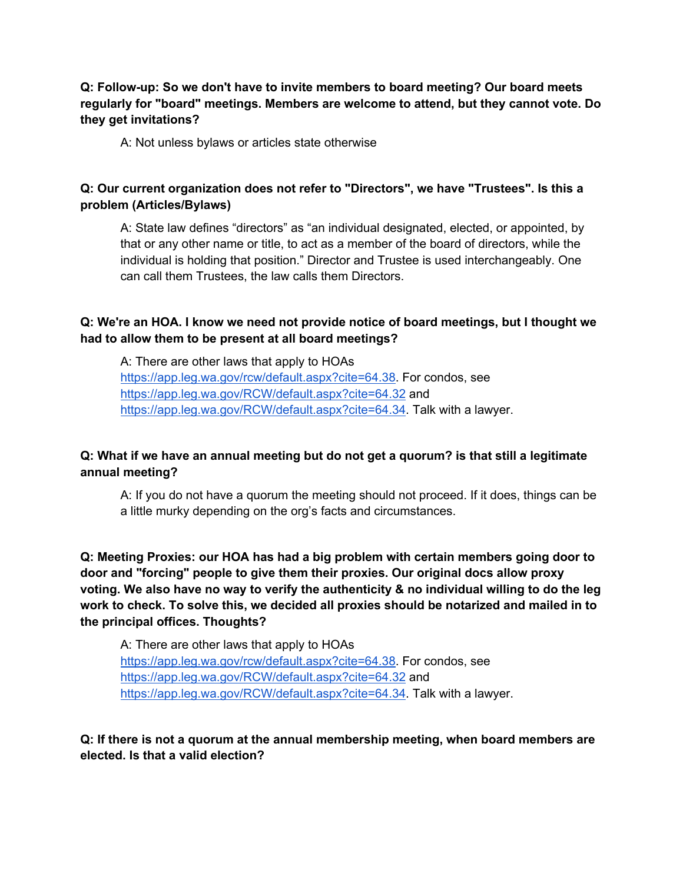**Q: Follow-up: So we don't have to invite members to board meeting? Our board meets regularly for "board" meetings. Members are welcome to attend, but they cannot vote. Do they get invitations?**

A: Not unless bylaws or articles state otherwise

**Q: Our current organization does not refer to "Directors", we have "Trustees". Is this a problem (Articles/Bylaws)**

A: State law defines "directors" as "an individual designated, elected, or appointed, by that or any other name or title, to act as a member of the board of directors, while the individual is holding that position." Director and Trustee is used interchangeably. One can call them Trustees, the law calls them Directors.

**Q: We're an HOA. I know we need not provide notice of board meetings, but I thought we had to allow them to be present at all board meetings?**

A: There are other laws that apply to HOAs [https://app.leg.wa.gov/rcw/default.aspx?cite=64.38](https://app.leg.wa.gov/rcw/default.aspx?cite=64.38). For condos, see [https://app.leg.wa.gov/RCW/default.aspx?cite=64.32](https://app.leg.wa.gov/RCW/default.aspx?cite=64.32) and [https://app.leg.wa.gov/RCW/default.aspx?cite=64.34](https://app.leg.wa.gov/RCW/default.aspx?cite=64.34). Talk with a lawyer.

**Q: What if we have an annual meeting but do not get a quorum? is that still a legitimate annual meeting?**

A: If you do not have a quorum the meeting should not proceed. If it does, things can be a little murky depending on the org's facts and circumstances.

**Q: Meeting Proxies: our HOA has had a big problem with certain members going door to door and "forcing" people to give them their proxies. Our original docs allow proxy voting. We also have no way to verify the authenticity & no individual willing to do the leg work to check. To solve this, we decided all proxies should be notarized and mailed in to the principal offices. Thoughts?**

A: There are other laws that apply to HOAs [https://app.leg.wa.gov/rcw/default.aspx?cite=64.38](https://app.leg.wa.gov/rcw/default.aspx?cite=64.38). For condos, see [https://app.leg.wa.gov/RCW/default.aspx?cite=64.32](https://app.leg.wa.gov/RCW/default.aspx?cite=64.32) and [https://app.leg.wa.gov/RCW/default.aspx?cite=64.34](https://app.leg.wa.gov/RCW/default.aspx?cite=64.34). Talk with a lawyer.

**Q: If there is not a quorum at the annual membership meeting, when board members are elected. Is that a valid election?**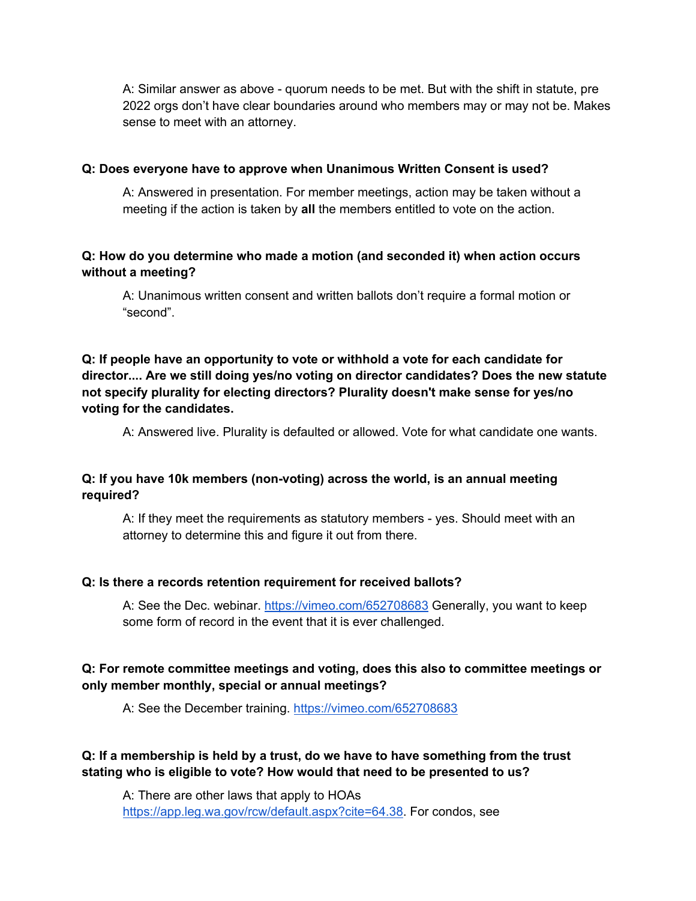A: Similar answer as above - quorum needs to be met. But with the shift in statute, pre 2022 orgs don't have clear boundaries around who members may or may not be. Makes sense to meet with an attorney.

**Q: Does everyone have to approve when Unanimous Written Consent is used?**

A: Answered in presentation. For member meetings, action may be taken without a meeting if the action is taken by **all** the members entitled to vote on the action.

**Q: How do you determine who made a motion (and seconded it) when action occurs without a meeting?**

A: Unanimous written consent and written ballots don't require a formal motion or "second".

**Q: If people have an opportunity to vote or withhold a vote for each candidate for director.... Are we still doing yes/no voting on director candidates? Does the new statute not specify plurality for electing directors? Plurality doesn't make sense for yes/no voting for the candidates.**

A: Answered live. Plurality is defaulted or allowed. Vote for what candidate one wants.

**Q: If you have 10k members (non-voting) across the world, is an annual meeting required?**

A: If they meet the requirements as statutory members - yes. Should meet with an attorney to determine this and figure it out from there.

**Q: Is there a records retention requirement for received ballots?**

A: See the Dec. webinar. https://vimeo.com/652708683 Generally, you want to keep some form of record in the event that it is ever challenged.

**Q: For remote committee meetings and voting, does this also to committee meetings or only member monthly, special or annual meetings?**

A: See the December training. https://vimeo.com/652708683

**Q: If a membership is held by a trust, do we have to have something from the trust stating who is eligible to vote? How would that need to be presented to us?**

A: There are other laws that apply to HOAs https://app.leg.wa.gov/rcw/default.aspx?cite=64.38. For condos, see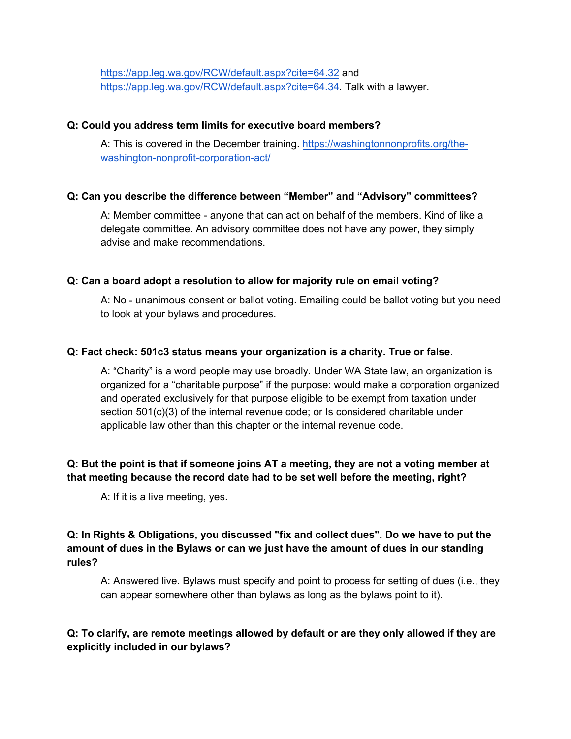https://app.leg.wa.gov/RCW/default.aspx?cite=64.32 and https://app.leg.wa.gov/RCW/default.aspx?cite=64.34. Talk with a lawyer.

**Q: Could you address term limits for executive board members?**

A: This is covered in the December training. https://washingtonnonprofits.org/the-washington-nonprofit-corporation-act/

**Q: Can you describe the difference between "Member" and "Advisory" committees?**

A: Member committee - anyone that can act on behalf of the members. Kind of like a delegate committee. An advisory committee does not have any power, they simply advise and make recommendations.

**Q: Can a board adopt a resolution to allow for majority rule on email voting?**

A: No - unanimous consent or ballot voting. Emailing could be ballot voting but you need to look at your bylaws and procedures.

**Q: Fact check: 501c3 status means your organization is a charity. True or false.**

A: "Charity" is a word people may use broadly. Under WA State law, an organization is organized for a "charitable purpose" if the purpose: would make a corporation organized and operated exclusively for that purpose eligible to be exempt from taxation under section 501(c)(3) of the internal revenue code; or Is considered charitable under applicable law other than this chapter or the internal revenue code.

**Q: But the point is that if someone joins AT a meeting, they are not a voting member at that meeting because the record date had to be set well before the meeting, right?**

A: If it is a live meeting, yes.

**Q: In Rights & Obligations, you discussed "fix and collect dues". Do we have to put the amount of dues in the Bylaws or can we just have the amount of dues in our standing rules?**

A: Answered live. Bylaws must specify and point to process for setting of dues (i.e., they can appear somewhere other than bylaws as long as the bylaws point to it).

**Q: To clarify, are remote meetings allowed by default or are they only allowed if they are explicitly included in our bylaws?**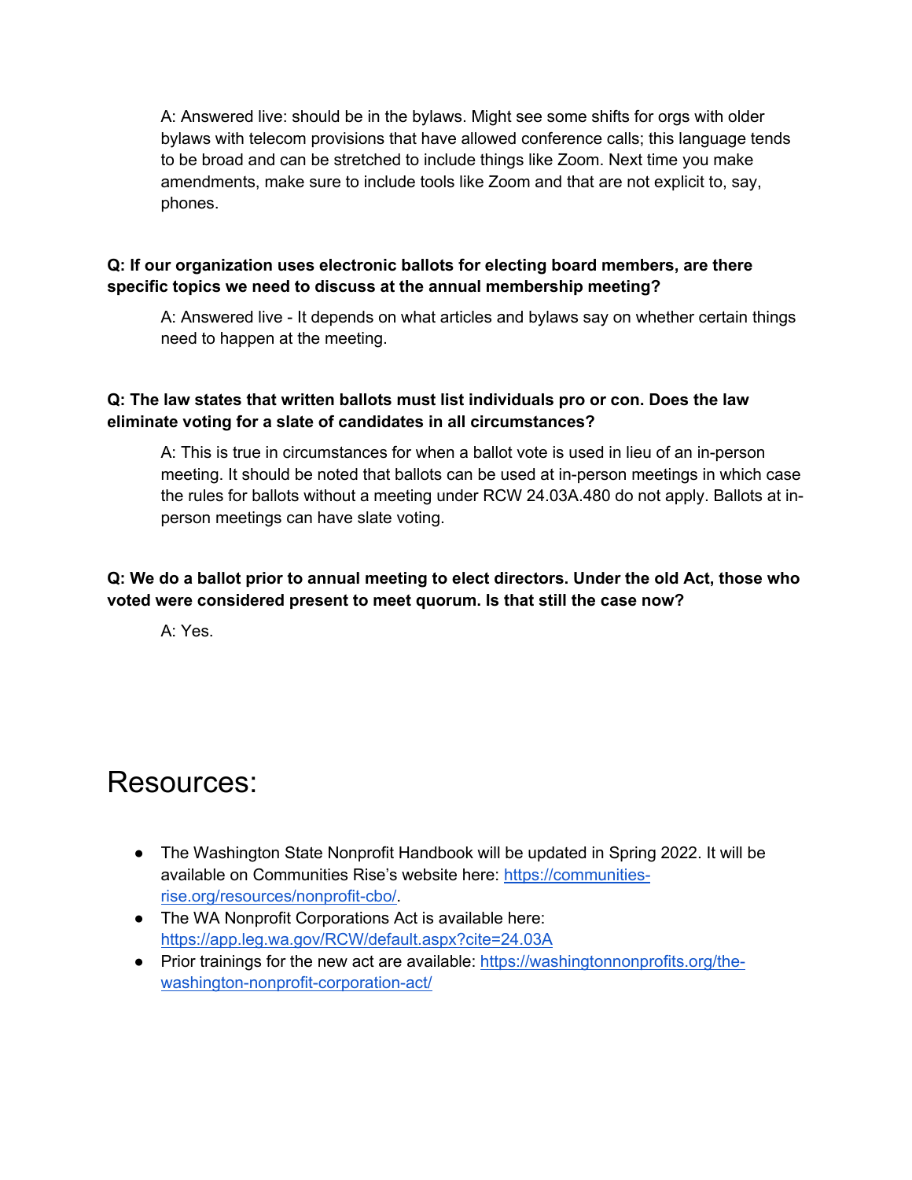A: Answered live: should be in the bylaws. Might see some shifts for orgs with older bylaws with telecom provisions that have allowed conference calls; this language tends to be broad and can be stretched to include things like Zoom. Next time you make amendments, make sure to include tools like Zoom and that are not explicit to, say, phones.

**Q: If our organization uses electronic ballots for electing board members, are there specific topics we need to discuss at the annual membership meeting?**

A: Answered live - It depends on what articles and bylaws say on whether certain things need to happen at the meeting.

**Q: The law states that written ballots must list individuals pro or con. Does the law eliminate voting for a slate of candidates in all circumstances?**

A: This is true in circumstances for when a ballot vote is used in lieu of an in-person meeting. It should be noted that ballots can be used at in-person meetings in which case the rules for ballots without a meeting under RCW 24.03A.480 do not apply. Ballots at in-person meetings can have slate voting.

**Q: We do a ballot prior to annual meeting to elect directors. Under the old Act, those who voted were considered present to meet quorum. Is that still the case now?**

A: Yes.

# Resources:

- The Washington State Nonprofit Handbook will be updated in Spring 2022. It will be available on Communities Rise's website here: https://communities-rise.org/resources/nonprofit-cbo/.
- The WA Nonprofit Corporations Act is available here: https://app.leg.wa.gov/RCW/default.aspx?cite=24.03A
- Prior trainings for the new act are available: https://washingtonnonprofits.org/the-washington-nonprofit-corporation-act/